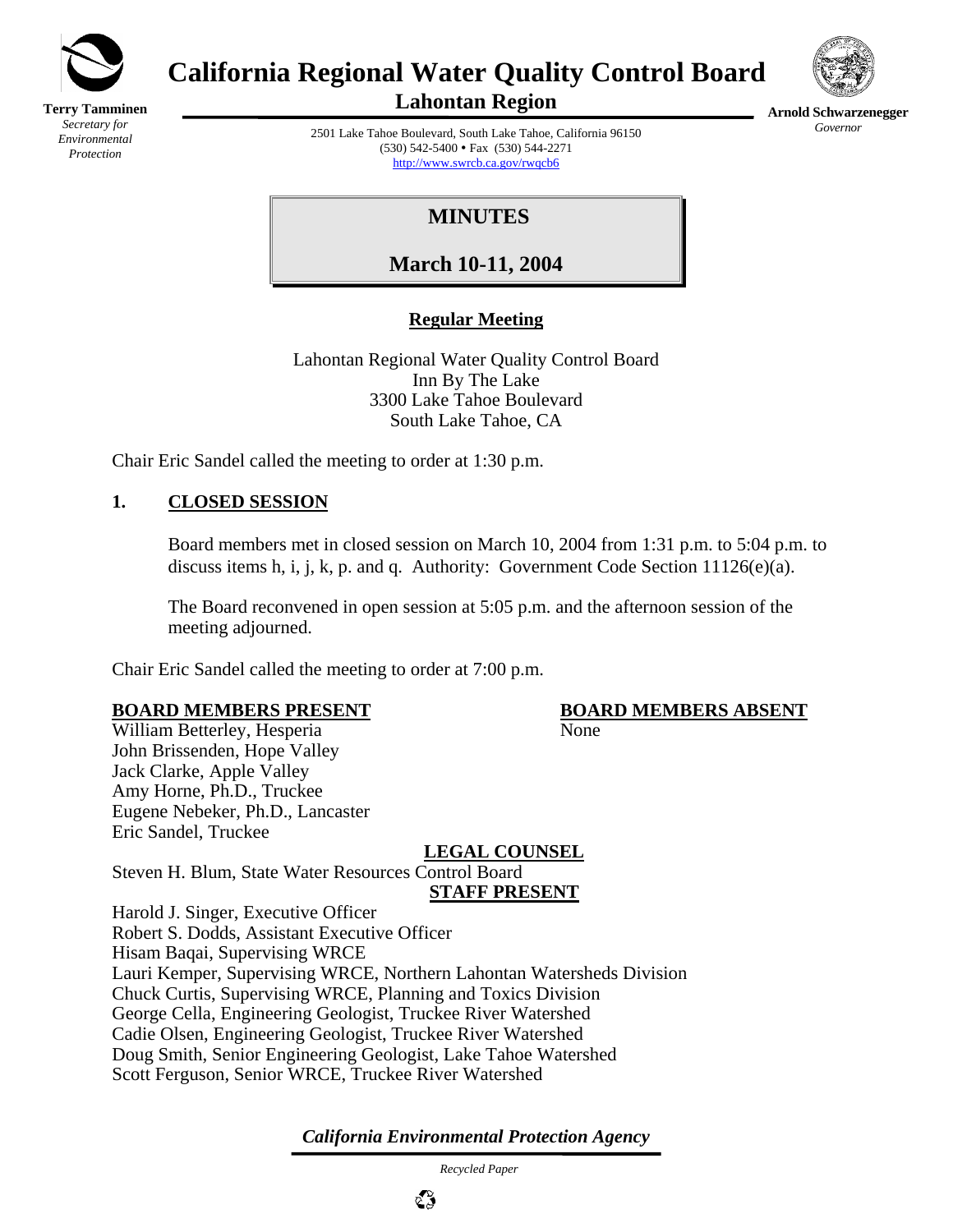**Terry Tamminen**
*Secretary for Environmental Protection*

# California Regional Water Quality Control Board
## Lahontan Region

**Arnold Schwarzenegger**
*Governor*

2501 Lake Tahoe Boulevard, South Lake Tahoe, California 96150
(530) 542-5400 • Fax (530) 544-2271
http://www.swrcb.ca.gov/rwqcb6

# MINUTES

## March 10-11, 2004

**Regular Meeting**

Lahontan Regional Water Quality Control Board
Inn By The Lake
3300 Lake Tahoe Boulevard
South Lake Tahoe, CA

Chair Eric Sandel called the meeting to order at 1:30 p.m.

### 1. CLOSED SESSION

Board members met in closed session on March 10, 2004 from 1:31 p.m. to 5:04 p.m. to discuss items h, i, j, k, p. and q. Authority: Government Code Section 11126(e)(a).

The Board reconvened in open session at 5:05 p.m. and the afternoon session of the meeting adjourned.

Chair Eric Sandel called the meeting to order at 7:00 p.m.

**BOARD MEMBERS PRESENT**

William Betterley, Hesperia
John Brissenden, Hope Valley
Jack Clarke, Apple Valley
Amy Horne, Ph.D., Truckee
Eugene Nebeker, Ph.D., Lancaster
Eric Sandel, Truckee

**BOARD MEMBERS ABSENT**

None

**LEGAL COUNSEL**

Steven H. Blum, State Water Resources Control Board

**STAFF PRESENT**

Harold J. Singer, Executive Officer
Robert S. Dodds, Assistant Executive Officer
Hisam Baqai, Supervising WRCE
Lauri Kemper, Supervising WRCE, Northern Lahontan Watersheds Division
Chuck Curtis, Supervising WRCE, Planning and Toxics Division
George Cella, Engineering Geologist, Truckee River Watershed
Cadie Olsen, Engineering Geologist, Truckee River Watershed
Doug Smith, Senior Engineering Geologist, Lake Tahoe Watershed
Scott Ferguson, Senior WRCE, Truckee River Watershed

*California Environmental Protection Agency*

*Recycled Paper*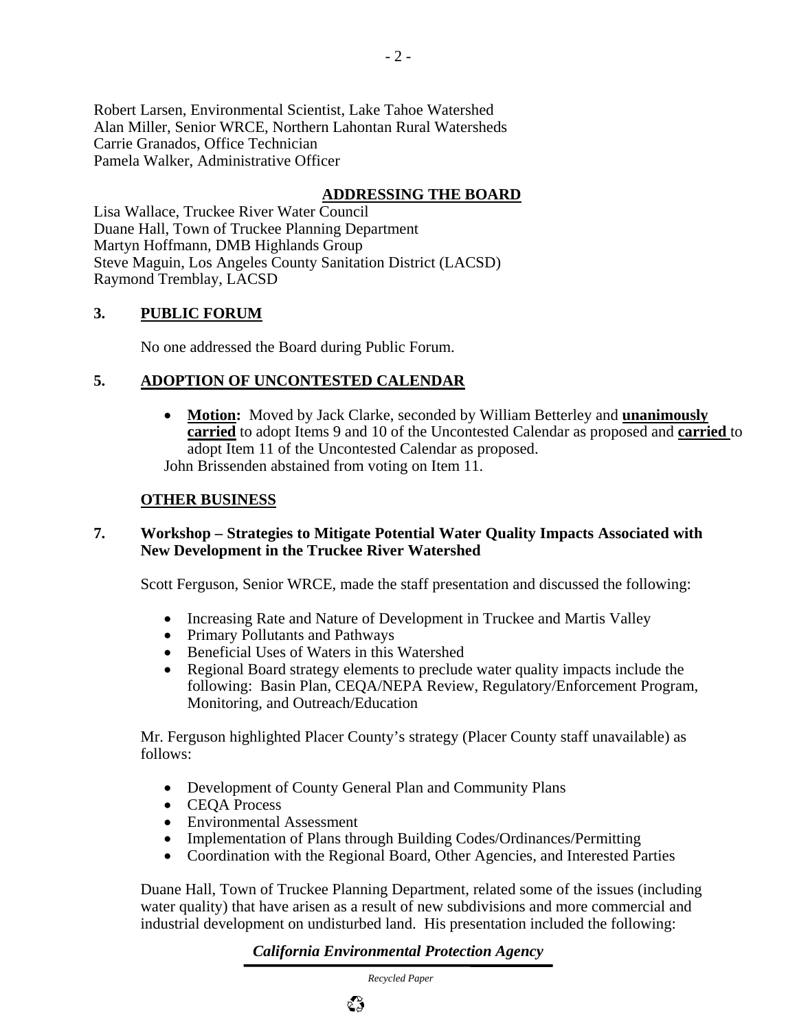Robert Larsen, Environmental Scientist, Lake Tahoe Watershed
Alan Miller, Senior WRCE, Northern Lahontan Rural Watersheds
Carrie Granados, Office Technician
Pamela Walker, Administrative Officer

## ADDRESSING THE BOARD

Lisa Wallace, Truckee River Water Council
Duane Hall, Town of Truckee Planning Department
Martyn Hoffmann, DMB Highlands Group
Steve Maguin, Los Angeles County Sanitation District (LACSD)
Raymond Tremblay, LACSD

## 3. PUBLIC FORUM

No one addressed the Board during Public Forum.

## 5. ADOPTION OF UNCONTESTED CALENDAR

- **Motion:** Moved by Jack Clarke, seconded by William Betterley and **unanimously carried** to adopt Items 9 and 10 of the Uncontested Calendar as proposed and **carried** to adopt Item 11 of the Uncontested Calendar as proposed.

John Brissenden abstained from voting on Item 11.

## OTHER BUSINESS

### 7. Workshop – Strategies to Mitigate Potential Water Quality Impacts Associated with New Development in the Truckee River Watershed

Scott Ferguson, Senior WRCE, made the staff presentation and discussed the following:

- Increasing Rate and Nature of Development in Truckee and Martis Valley
- Primary Pollutants and Pathways
- Beneficial Uses of Waters in this Watershed
- Regional Board strategy elements to preclude water quality impacts include the following: Basin Plan, CEQA/NEPA Review, Regulatory/Enforcement Program, Monitoring, and Outreach/Education

Mr. Ferguson highlighted Placer County's strategy (Placer County staff unavailable) as follows:

- Development of County General Plan and Community Plans
- CEQA Process
- Environmental Assessment
- Implementation of Plans through Building Codes/Ordinances/Permitting
- Coordination with the Regional Board, Other Agencies, and Interested Parties

Duane Hall, Town of Truckee Planning Department, related some of the issues (including water quality) that have arisen as a result of new subdivisions and more commercial and industrial development on undisturbed land. His presentation included the following: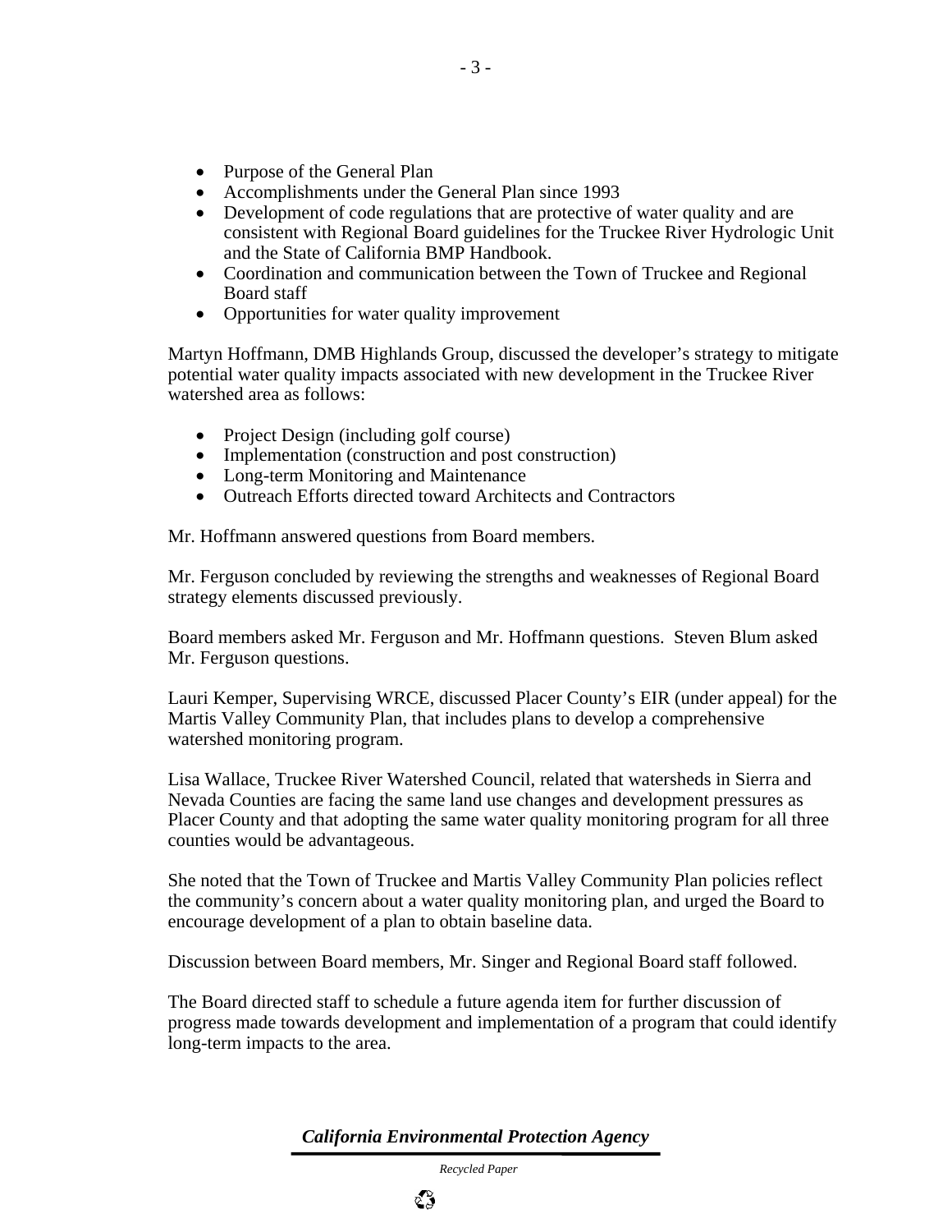- Purpose of the General Plan
- Accomplishments under the General Plan since 1993
- Development of code regulations that are protective of water quality and are consistent with Regional Board guidelines for the Truckee River Hydrologic Unit and the State of California BMP Handbook.
- Coordination and communication between the Town of Truckee and Regional Board staff
- Opportunities for water quality improvement

Martyn Hoffmann, DMB Highlands Group, discussed the developer's strategy to mitigate potential water quality impacts associated with new development in the Truckee River watershed area as follows:

- Project Design (including golf course)
- Implementation (construction and post construction)
- Long-term Monitoring and Maintenance
- Outreach Efforts directed toward Architects and Contractors

Mr. Hoffmann answered questions from Board members.

Mr. Ferguson concluded by reviewing the strengths and weaknesses of Regional Board strategy elements discussed previously.

Board members asked Mr. Ferguson and Mr. Hoffmann questions. Steven Blum asked Mr. Ferguson questions.

Lauri Kemper, Supervising WRCE, discussed Placer County's EIR (under appeal) for the Martis Valley Community Plan, that includes plans to develop a comprehensive watershed monitoring program.

Lisa Wallace, Truckee River Watershed Council, related that watersheds in Sierra and Nevada Counties are facing the same land use changes and development pressures as Placer County and that adopting the same water quality monitoring program for all three counties would be advantageous.

She noted that the Town of Truckee and Martis Valley Community Plan policies reflect the community's concern about a water quality monitoring plan, and urged the Board to encourage development of a plan to obtain baseline data.

Discussion between Board members, Mr. Singer and Regional Board staff followed.

The Board directed staff to schedule a future agenda item for further discussion of progress made towards development and implementation of a program that could identify long-term impacts to the area.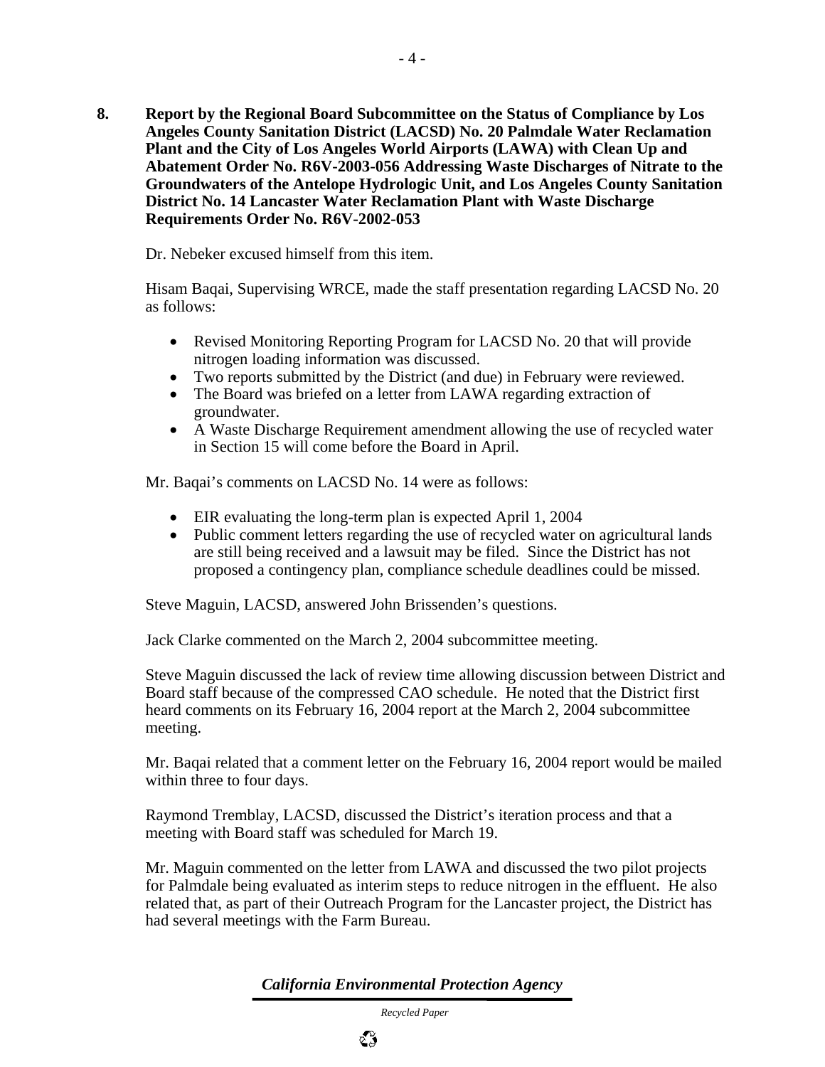**8. Report by the Regional Board Subcommittee on the Status of Compliance by Los Angeles County Sanitation District (LACSD) No. 20 Palmdale Water Reclamation Plant and the City of Los Angeles World Airports (LAWA) with Clean Up and Abatement Order No. R6V-2003-056 Addressing Waste Discharges of Nitrate to the Groundwaters of the Antelope Hydrologic Unit, and Los Angeles County Sanitation District No. 14 Lancaster Water Reclamation Plant with Waste Discharge Requirements Order No. R6V-2002-053**

Dr. Nebeker excused himself from this item.

Hisam Baqai, Supervising WRCE, made the staff presentation regarding LACSD No. 20 as follows:

- Revised Monitoring Reporting Program for LACSD No. 20 that will provide nitrogen loading information was discussed.
- Two reports submitted by the District (and due) in February were reviewed.
- The Board was briefed on a letter from LAWA regarding extraction of groundwater.
- A Waste Discharge Requirement amendment allowing the use of recycled water in Section 15 will come before the Board in April.

Mr. Baqai's comments on LACSD No. 14 were as follows:

- EIR evaluating the long-term plan is expected April 1, 2004
- Public comment letters regarding the use of recycled water on agricultural lands are still being received and a lawsuit may be filed. Since the District has not proposed a contingency plan, compliance schedule deadlines could be missed.

Steve Maguin, LACSD, answered John Brissenden's questions.

Jack Clarke commented on the March 2, 2004 subcommittee meeting.

Steve Maguin discussed the lack of review time allowing discussion between District and Board staff because of the compressed CAO schedule. He noted that the District first heard comments on its February 16, 2004 report at the March 2, 2004 subcommittee meeting.

Mr. Baqai related that a comment letter on the February 16, 2004 report would be mailed within three to four days.

Raymond Tremblay, LACSD, discussed the District's iteration process and that a meeting with Board staff was scheduled for March 19.

Mr. Maguin commented on the letter from LAWA and discussed the two pilot projects for Palmdale being evaluated as interim steps to reduce nitrogen in the effluent. He also related that, as part of their Outreach Program for the Lancaster project, the District has had several meetings with the Farm Bureau.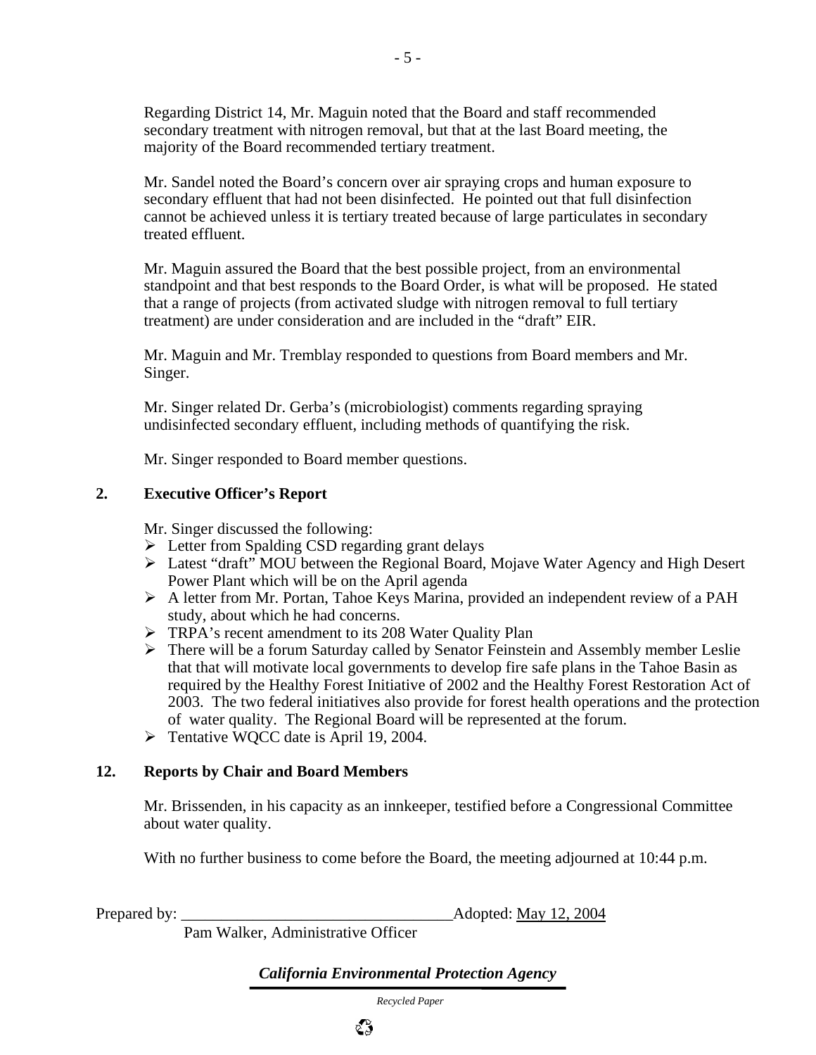Regarding District 14, Mr. Maguin noted that the Board and staff recommended secondary treatment with nitrogen removal, but that at the last Board meeting, the majority of the Board recommended tertiary treatment.

Mr. Sandel noted the Board's concern over air spraying crops and human exposure to secondary effluent that had not been disinfected. He pointed out that full disinfection cannot be achieved unless it is tertiary treated because of large particulates in secondary treated effluent.

Mr. Maguin assured the Board that the best possible project, from an environmental standpoint and that best responds to the Board Order, is what will be proposed. He stated that a range of projects (from activated sludge with nitrogen removal to full tertiary treatment) are under consideration and are included in the "draft" EIR.

Mr. Maguin and Mr. Tremblay responded to questions from Board members and Mr. Singer.

Mr. Singer related Dr. Gerba's (microbiologist) comments regarding spraying undisinfected secondary effluent, including methods of quantifying the risk.

Mr. Singer responded to Board member questions.

**2. Executive Officer's Report**

Mr. Singer discussed the following:

- Letter from Spalding CSD regarding grant delays
- Latest "draft" MOU between the Regional Board, Mojave Water Agency and High Desert Power Plant which will be on the April agenda
- A letter from Mr. Portan, Tahoe Keys Marina, provided an independent review of a PAH study, about which he had concerns.
- TRPA's recent amendment to its 208 Water Quality Plan
- There will be a forum Saturday called by Senator Feinstein and Assembly member Leslie that that will motivate local governments to develop fire safe plans in the Tahoe Basin as required by the Healthy Forest Initiative of 2002 and the Healthy Forest Restoration Act of 2003. The two federal initiatives also provide for forest health operations and the protection of water quality. The Regional Board will be represented at the forum.
- Tentative WQCC date is April 19, 2004.

**12. Reports by Chair and Board Members**

Mr. Brissenden, in his capacity as an innkeeper, testified before a Congressional Committee about water quality.

With no further business to come before the Board, the meeting adjourned at 10:44 p.m.

Prepared by: ________________________________ Adopted: May 12, 2004
Pam Walker, Administrative Officer

*California Environmental Protection Agency*

*Recycled Paper*